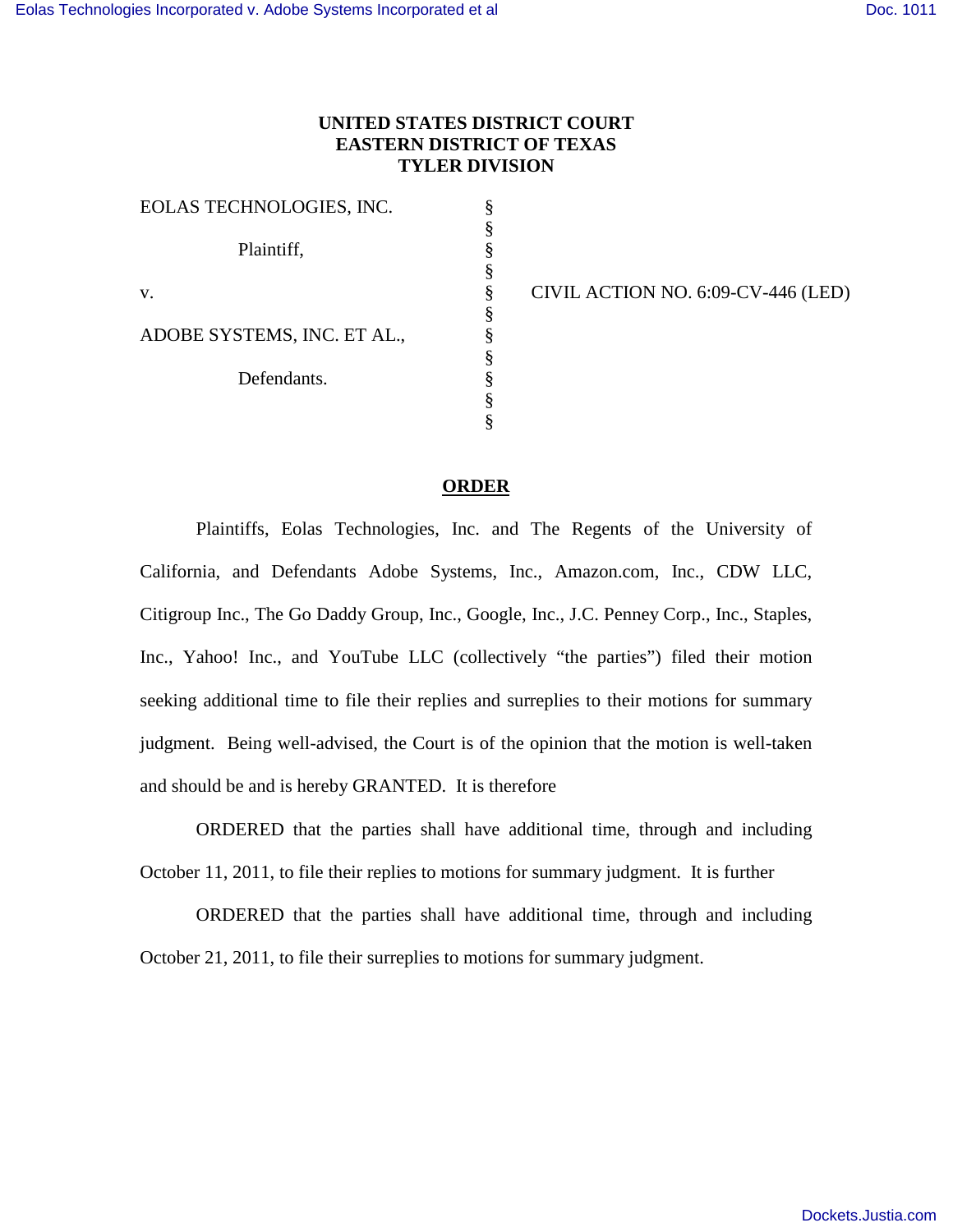**UNITED STATES DISTRICT COURT**
**EASTERN DISTRICT OF TEXAS**
**TYLER DIVISION**

EOLAS TECHNOLOGIES, INC.

Plaintiff,

v.

ADOBE SYSTEMS, INC. ET AL.,

Defendants.

CIVIL ACTION NO. 6:09-CV-446 (LED)

**ORDER**

Plaintiffs, Eolas Technologies, Inc. and The Regents of the University of California, and Defendants Adobe Systems, Inc., Amazon.com, Inc., CDW LLC, Citigroup Inc., The Go Daddy Group, Inc., Google, Inc., J.C. Penney Corp., Inc., Staples, Inc., Yahoo! Inc., and YouTube LLC (collectively "the parties") filed their motion seeking additional time to file their replies and surreplies to their motions for summary judgment. Being well-advised, the Court is of the opinion that the motion is well-taken and should be and is hereby GRANTED. It is therefore

ORDERED that the parties shall have additional time, through and including October 11, 2011, to file their replies to motions for summary judgment. It is further

ORDERED that the parties shall have additional time, through and including October 21, 2011, to file their surreplies to motions for summary judgment.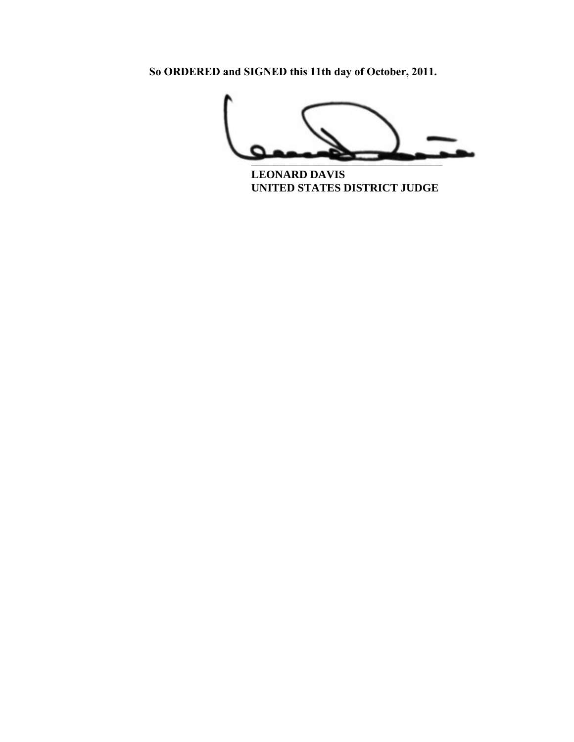**So ORDERED and SIGNED this 11th day of October, 2011.**

\_\_\_\_\_\_\_\_\_\_\_\_\_\_\_\_\_\_\_\_\_\_\_\_\_\_\_\_\_\_\_\_\_\_\_\_

**LEONARD DAVIS**
**UNITED STATES DISTRICT JUDGE**